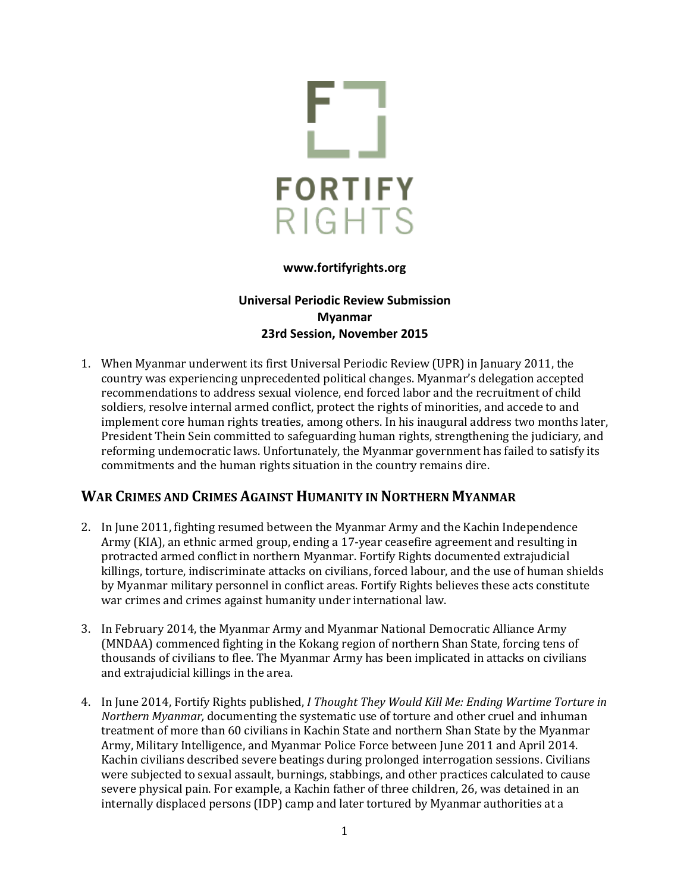FORTIFY RIGHTS

**www.fortifyrights.org**

**Universal Periodic Review Submission**
**Myanmar**
**23rd Session, November 2015**

1. When Myanmar underwent its first Universal Periodic Review (UPR) in January 2011, the country was experiencing unprecedented political changes. Myanmar's delegation accepted recommendations to address sexual violence, end forced labor and the recruitment of child soldiers, resolve internal armed conflict, protect the rights of minorities, and accede to and implement core human rights treaties, among others. In his inaugural address two months later, President Thein Sein committed to safeguarding human rights, strengthening the judiciary, and reforming undemocratic laws. Unfortunately, the Myanmar government has failed to satisfy its commitments and the human rights situation in the country remains dire.

## WAR CRIMES AND CRIMES AGAINST HUMANITY IN NORTHERN MYANMAR

2. In June 2011, fighting resumed between the Myanmar Army and the Kachin Independence Army (KIA), an ethnic armed group, ending a 17-year ceasefire agreement and resulting in protracted armed conflict in northern Myanmar. Fortify Rights documented extrajudicial killings, torture, indiscriminate attacks on civilians, forced labour, and the use of human shields by Myanmar military personnel in conflict areas. Fortify Rights believes these acts constitute war crimes and crimes against humanity under international law.

3. In February 2014, the Myanmar Army and Myanmar National Democratic Alliance Army (MNDAA) commenced fighting in the Kokang region of northern Shan State, forcing tens of thousands of civilians to flee. The Myanmar Army has been implicated in attacks on civilians and extrajudicial killings in the area.

4. In June 2014, Fortify Rights published, *I Thought They Would Kill Me: Ending Wartime Torture in Northern Myanmar,* documenting the systematic use of torture and other cruel and inhuman treatment of more than 60 civilians in Kachin State and northern Shan State by the Myanmar Army, Military Intelligence, and Myanmar Police Force between June 2011 and April 2014. Kachin civilians described severe beatings during prolonged interrogation sessions. Civilians were subjected to sexual assault, burnings, stabbings, and other practices calculated to cause severe physical pain. For example, a Kachin father of three children, 26, was detained in an internally displaced persons (IDP) camp and later tortured by Myanmar authorities at a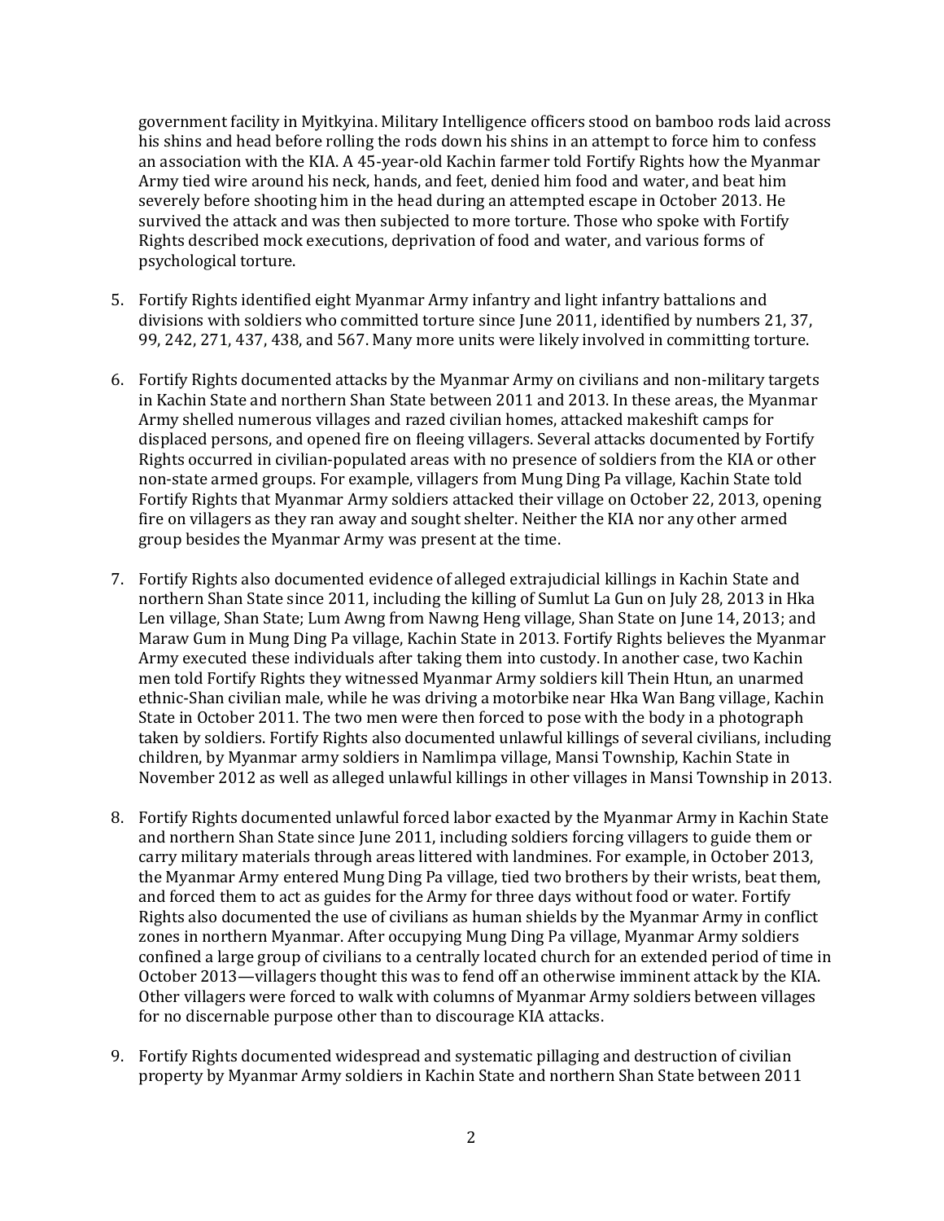government facility in Myitkyina. Military Intelligence officers stood on bamboo rods laid across his shins and head before rolling the rods down his shins in an attempt to force him to confess an association with the KIA. A 45-year-old Kachin farmer told Fortify Rights how the Myanmar Army tied wire around his neck, hands, and feet, denied him food and water, and beat him severely before shooting him in the head during an attempted escape in October 2013. He survived the attack and was then subjected to more torture. Those who spoke with Fortify Rights described mock executions, deprivation of food and water, and various forms of psychological torture.

5. Fortify Rights identified eight Myanmar Army infantry and light infantry battalions and divisions with soldiers who committed torture since June 2011, identified by numbers 21, 37, 99, 242, 271, 437, 438, and 567. Many more units were likely involved in committing torture.

6. Fortify Rights documented attacks by the Myanmar Army on civilians and non-military targets in Kachin State and northern Shan State between 2011 and 2013. In these areas, the Myanmar Army shelled numerous villages and razed civilian homes, attacked makeshift camps for displaced persons, and opened fire on fleeing villagers. Several attacks documented by Fortify Rights occurred in civilian-populated areas with no presence of soldiers from the KIA or other non-state armed groups. For example, villagers from Mung Ding Pa village, Kachin State told Fortify Rights that Myanmar Army soldiers attacked their village on October 22, 2013, opening fire on villagers as they ran away and sought shelter. Neither the KIA nor any other armed group besides the Myanmar Army was present at the time.

7. Fortify Rights also documented evidence of alleged extrajudicial killings in Kachin State and northern Shan State since 2011, including the killing of Sumlut La Gun on July 28, 2013 in Hka Len village, Shan State; Lum Awng from Nawng Heng village, Shan State on June 14, 2013; and Maraw Gum in Mung Ding Pa village, Kachin State in 2013. Fortify Rights believes the Myanmar Army executed these individuals after taking them into custody. In another case, two Kachin men told Fortify Rights they witnessed Myanmar Army soldiers kill Thein Htun, an unarmed ethnic-Shan civilian male, while he was driving a motorbike near Hka Wan Bang village, Kachin State in October 2011. The two men were then forced to pose with the body in a photograph taken by soldiers. Fortify Rights also documented unlawful killings of several civilians, including children, by Myanmar army soldiers in Namlimpa village, Mansi Township, Kachin State in November 2012 as well as alleged unlawful killings in other villages in Mansi Township in 2013.

8. Fortify Rights documented unlawful forced labor exacted by the Myanmar Army in Kachin State and northern Shan State since June 2011, including soldiers forcing villagers to guide them or carry military materials through areas littered with landmines. For example, in October 2013, the Myanmar Army entered Mung Ding Pa village, tied two brothers by their wrists, beat them, and forced them to act as guides for the Army for three days without food or water. Fortify Rights also documented the use of civilians as human shields by the Myanmar Army in conflict zones in northern Myanmar. After occupying Mung Ding Pa village, Myanmar Army soldiers confined a large group of civilians to a centrally located church for an extended period of time in October 2013—villagers thought this was to fend off an otherwise imminent attack by the KIA. Other villagers were forced to walk with columns of Myanmar Army soldiers between villages for no discernable purpose other than to discourage KIA attacks.

9. Fortify Rights documented widespread and systematic pillaging and destruction of civilian property by Myanmar Army soldiers in Kachin State and northern Shan State between 2011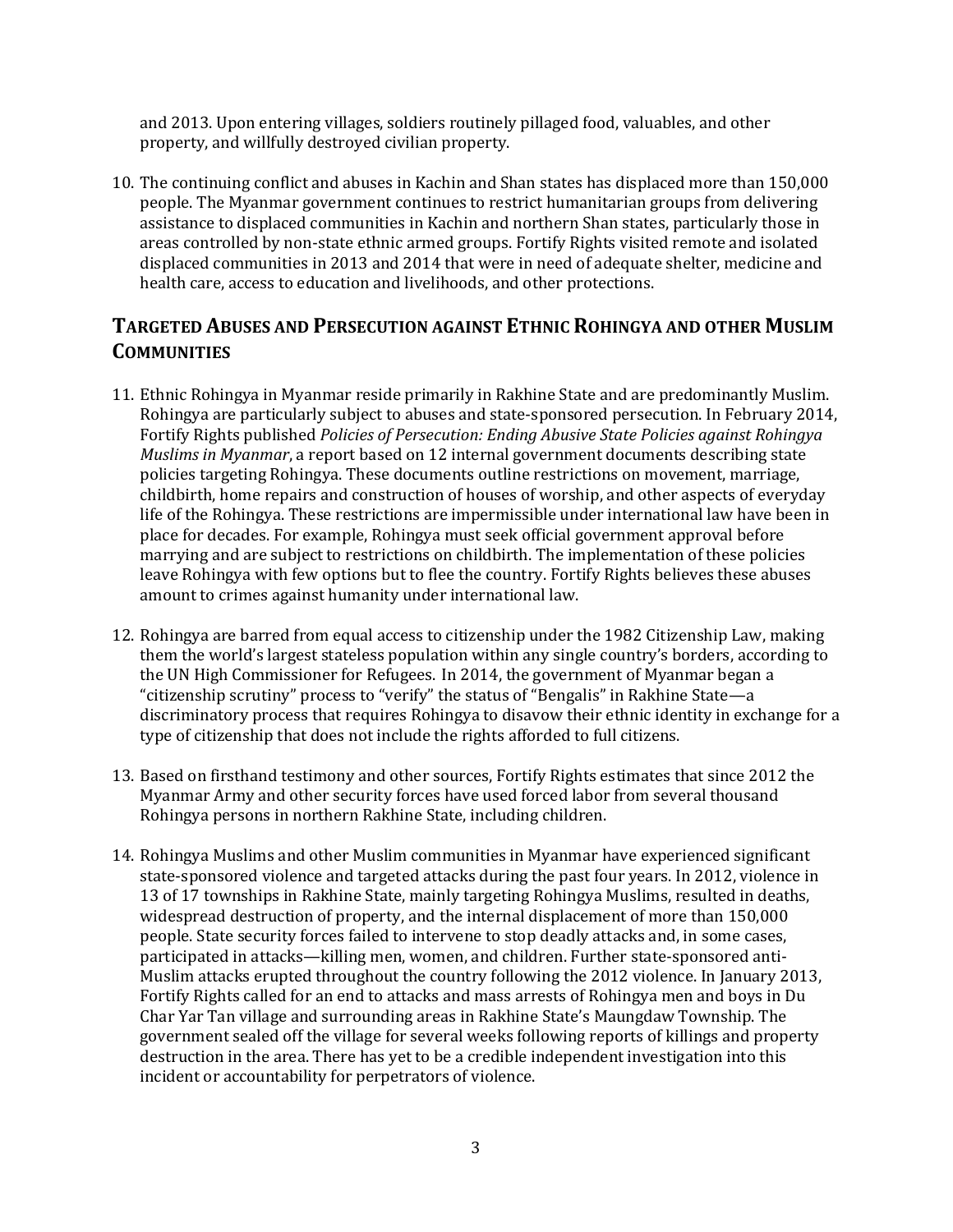and 2013. Upon entering villages, soldiers routinely pillaged food, valuables, and other property, and willfully destroyed civilian property.

10. The continuing conflict and abuses in Kachin and Shan states has displaced more than 150,000 people. The Myanmar government continues to restrict humanitarian groups from delivering assistance to displaced communities in Kachin and northern Shan states, particularly those in areas controlled by non-state ethnic armed groups. Fortify Rights visited remote and isolated displaced communities in 2013 and 2014 that were in need of adequate shelter, medicine and health care, access to education and livelihoods, and other protections.

## TARGETED ABUSES AND PERSECUTION AGAINST ETHNIC ROHINGYA AND OTHER MUSLIM COMMUNITIES

11. Ethnic Rohingya in Myanmar reside primarily in Rakhine State and are predominantly Muslim. Rohingya are particularly subject to abuses and state-sponsored persecution. In February 2014, Fortify Rights published *Policies of Persecution: Ending Abusive State Policies against Rohingya Muslims in Myanmar*, a report based on 12 internal government documents describing state policies targeting Rohingya. These documents outline restrictions on movement, marriage, childbirth, home repairs and construction of houses of worship, and other aspects of everyday life of the Rohingya. These restrictions are impermissible under international law have been in place for decades. For example, Rohingya must seek official government approval before marrying and are subject to restrictions on childbirth. The implementation of these policies leave Rohingya with few options but to flee the country. Fortify Rights believes these abuses amount to crimes against humanity under international law.

12. Rohingya are barred from equal access to citizenship under the 1982 Citizenship Law, making them the world's largest stateless population within any single country's borders, according to the UN High Commissioner for Refugees. In 2014, the government of Myanmar began a "citizenship scrutiny" process to "verify" the status of "Bengalis" in Rakhine State—a discriminatory process that requires Rohingya to disavow their ethnic identity in exchange for a type of citizenship that does not include the rights afforded to full citizens.

13. Based on firsthand testimony and other sources, Fortify Rights estimates that since 2012 the Myanmar Army and other security forces have used forced labor from several thousand Rohingya persons in northern Rakhine State, including children.

14. Rohingya Muslims and other Muslim communities in Myanmar have experienced significant state-sponsored violence and targeted attacks during the past four years. In 2012, violence in 13 of 17 townships in Rakhine State, mainly targeting Rohingya Muslims, resulted in deaths, widespread destruction of property, and the internal displacement of more than 150,000 people. State security forces failed to intervene to stop deadly attacks and, in some cases, participated in attacks—killing men, women, and children. Further state-sponsored anti-Muslim attacks erupted throughout the country following the 2012 violence. In January 2013, Fortify Rights called for an end to attacks and mass arrests of Rohingya men and boys in Du Char Yar Tan village and surrounding areas in Rakhine State's Maungdaw Township. The government sealed off the village for several weeks following reports of killings and property destruction in the area. There has yet to be a credible independent investigation into this incident or accountability for perpetrators of violence.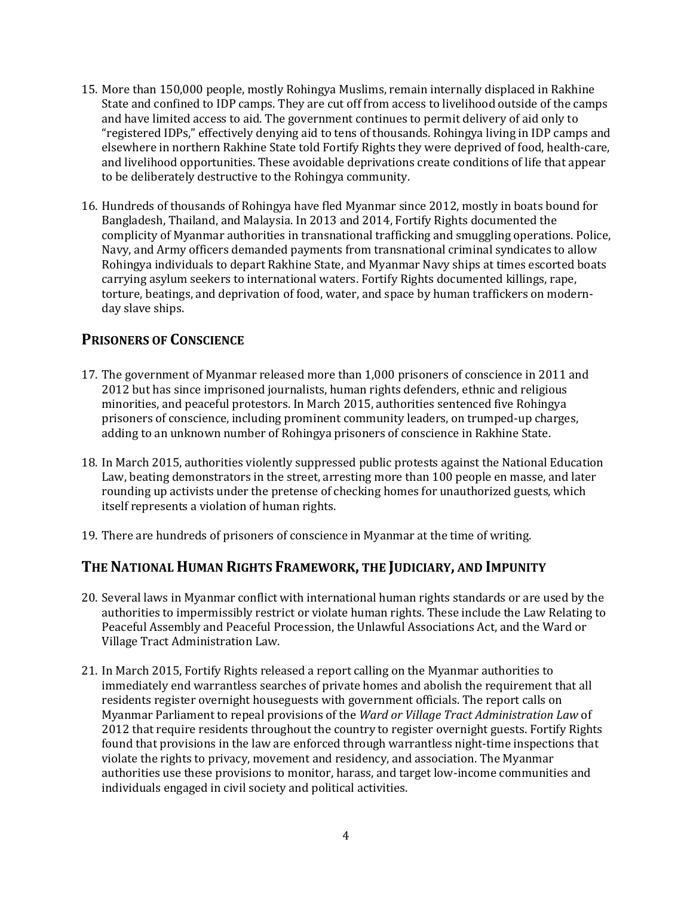15. More than 150,000 people, mostly Rohingya Muslims, remain internally displaced in Rakhine State and confined to IDP camps. They are cut off from access to livelihood outside of the camps and have limited access to aid. The government continues to permit delivery of aid only to "registered IDPs," effectively denying aid to tens of thousands. Rohingya living in IDP camps and elsewhere in northern Rakhine State told Fortify Rights they were deprived of food, health-care, and livelihood opportunities. These avoidable deprivations create conditions of life that appear to be deliberately destructive to the Rohingya community.

16. Hundreds of thousands of Rohingya have fled Myanmar since 2012, mostly in boats bound for Bangladesh, Thailand, and Malaysia. In 2013 and 2014, Fortify Rights documented the complicity of Myanmar authorities in transnational trafficking and smuggling operations. Police, Navy, and Army officers demanded payments from transnational criminal syndicates to allow Rohingya individuals to depart Rakhine State, and Myanmar Navy ships at times escorted boats carrying asylum seekers to international waters. Fortify Rights documented killings, rape, torture, beatings, and deprivation of food, water, and space by human traffickers on modern-day slave ships.

## Prisoners of Conscience

17. The government of Myanmar released more than 1,000 prisoners of conscience in 2011 and 2012 but has since imprisoned journalists, human rights defenders, ethnic and religious minorities, and peaceful protestors. In March 2015, authorities sentenced five Rohingya prisoners of conscience, including prominent community leaders, on trumped-up charges, adding to an unknown number of Rohingya prisoners of conscience in Rakhine State.

18. In March 2015, authorities violently suppressed public protests against the National Education Law, beating demonstrators in the street, arresting more than 100 people en masse, and later rounding up activists under the pretense of checking homes for unauthorized guests, which itself represents a violation of human rights.

19. There are hundreds of prisoners of conscience in Myanmar at the time of writing.

## The National Human Rights Framework, the Judiciary, and Impunity

20. Several laws in Myanmar conflict with international human rights standards or are used by the authorities to impermissibly restrict or violate human rights. These include the Law Relating to Peaceful Assembly and Peaceful Procession, the Unlawful Associations Act, and the Ward or Village Tract Administration Law.

21. In March 2015, Fortify Rights released a report calling on the Myanmar authorities to immediately end warrantless searches of private homes and abolish the requirement that all residents register overnight houseguests with government officials. The report calls on Myanmar Parliament to repeal provisions of the *Ward or Village Tract Administration Law* of 2012 that require residents throughout the country to register overnight guests. Fortify Rights found that provisions in the law are enforced through warrantless night-time inspections that violate the rights to privacy, movement and residency, and association. The Myanmar authorities use these provisions to monitor, harass, and target low-income communities and individuals engaged in civil society and political activities.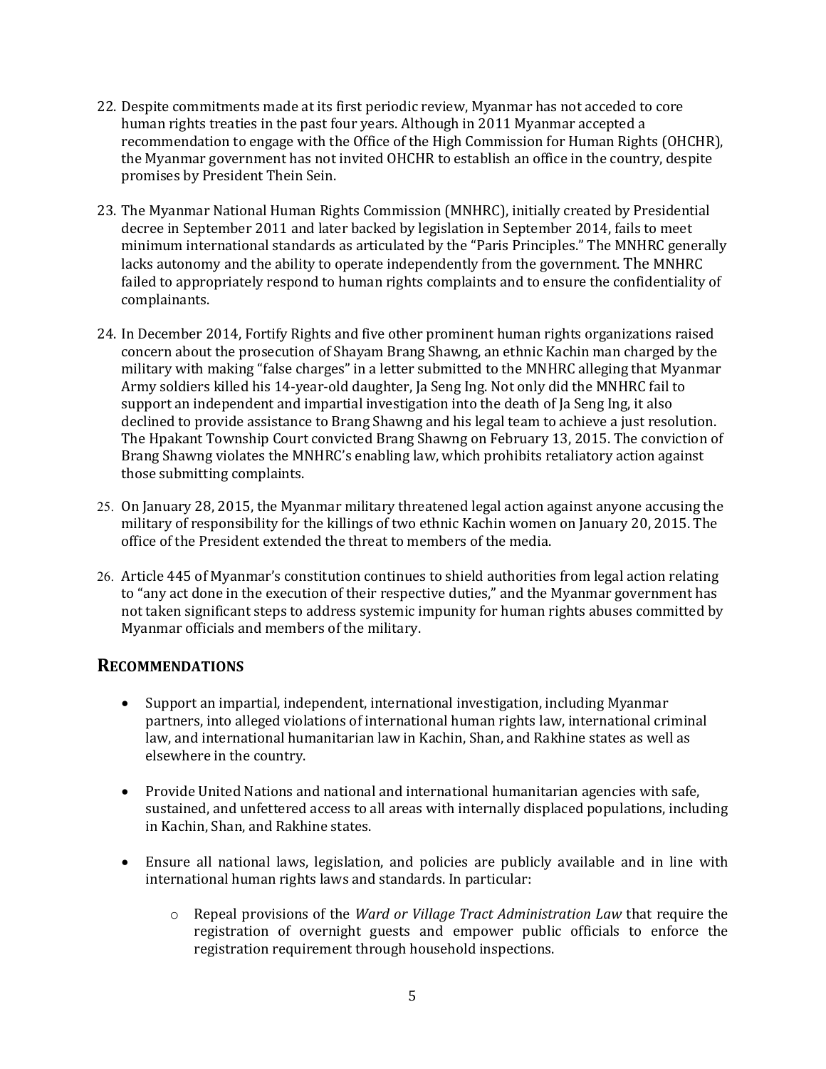22. Despite commitments made at its first periodic review, Myanmar has not acceded to core human rights treaties in the past four years. Although in 2011 Myanmar accepted a recommendation to engage with the Office of the High Commission for Human Rights (OHCHR), the Myanmar government has not invited OHCHR to establish an office in the country, despite promises by President Thein Sein.

23. The Myanmar National Human Rights Commission (MNHRC), initially created by Presidential decree in September 2011 and later backed by legislation in September 2014, fails to meet minimum international standards as articulated by the "Paris Principles." The MNHRC generally lacks autonomy and the ability to operate independently from the government. The MNHRC failed to appropriately respond to human rights complaints and to ensure the confidentiality of complainants.

24. In December 2014, Fortify Rights and five other prominent human rights organizations raised concern about the prosecution of Shayam Brang Shawng, an ethnic Kachin man charged by the military with making "false charges" in a letter submitted to the MNHRC alleging that Myanmar Army soldiers killed his 14-year-old daughter, Ja Seng Ing. Not only did the MNHRC fail to support an independent and impartial investigation into the death of Ja Seng Ing, it also declined to provide assistance to Brang Shawng and his legal team to achieve a just resolution. The Hpakant Township Court convicted Brang Shawng on February 13, 2015. The conviction of Brang Shawng violates the MNHRC's enabling law, which prohibits retaliatory action against those submitting complaints.

25. On January 28, 2015, the Myanmar military threatened legal action against anyone accusing the military of responsibility for the killings of two ethnic Kachin women on January 20, 2015. The office of the President extended the threat to members of the media.

26. Article 445 of Myanmar's constitution continues to shield authorities from legal action relating to "any act done in the execution of their respective duties," and the Myanmar government has not taken significant steps to address systemic impunity for human rights abuses committed by Myanmar officials and members of the military.

## Recommendations

- Support an impartial, independent, international investigation, including Myanmar partners, into alleged violations of international human rights law, international criminal law, and international humanitarian law in Kachin, Shan, and Rakhine states as well as elsewhere in the country.

- Provide United Nations and national and international humanitarian agencies with safe, sustained, and unfettered access to all areas with internally displaced populations, including in Kachin, Shan, and Rakhine states.

- Ensure all national laws, legislation, and policies are publicly available and in line with international human rights laws and standards. In particular:

    - Repeal provisions of the *Ward or Village Tract Administration Law* that require the registration of overnight guests and empower public officials to enforce the registration requirement through household inspections.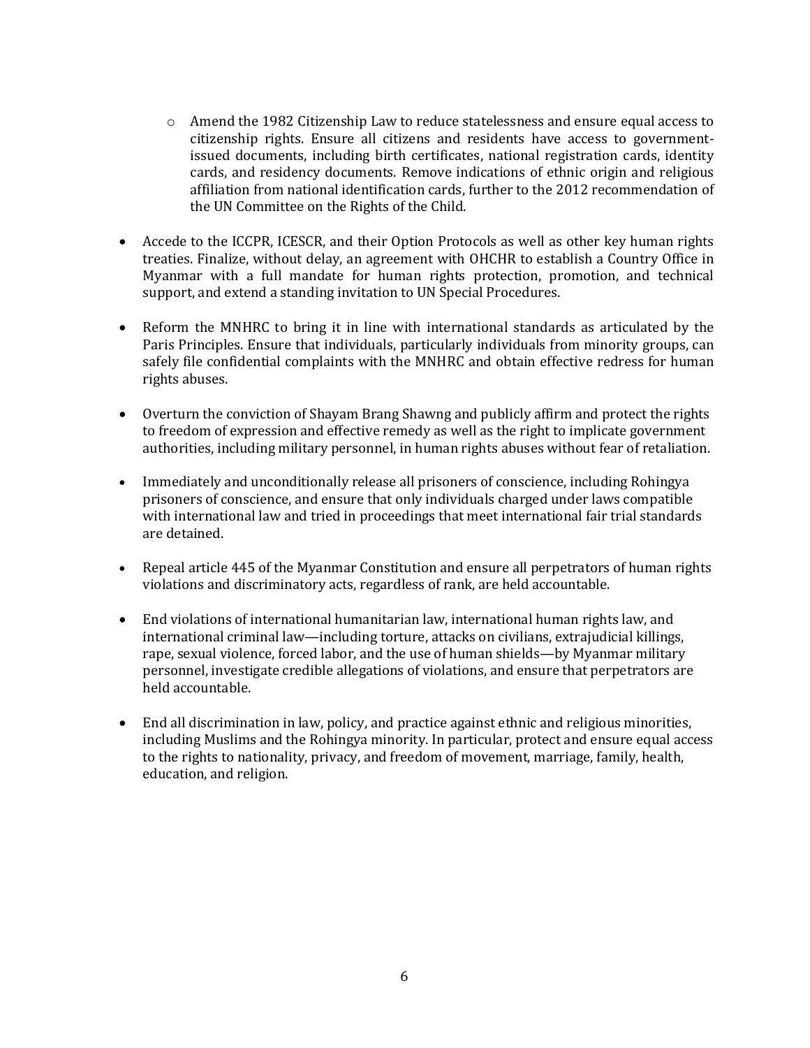- Amend the 1982 Citizenship Law to reduce statelessness and ensure equal access to citizenship rights. Ensure all citizens and residents have access to government-issued documents, including birth certificates, national registration cards, identity cards, and residency documents. Remove indications of ethnic origin and religious affiliation from national identification cards, further to the 2012 recommendation of the UN Committee on the Rights of the Child.

- Accede to the ICCPR, ICESCR, and their Option Protocols as well as other key human rights treaties. Finalize, without delay, an agreement with OHCHR to establish a Country Office in Myanmar with a full mandate for human rights protection, promotion, and technical support, and extend a standing invitation to UN Special Procedures.

- Reform the MNHRC to bring it in line with international standards as articulated by the Paris Principles. Ensure that individuals, particularly individuals from minority groups, can safely file confidential complaints with the MNHRC and obtain effective redress for human rights abuses.

- Overturn the conviction of Shayam Brang Shawng and publicly affirm and protect the rights to freedom of expression and effective remedy as well as the right to implicate government authorities, including military personnel, in human rights abuses without fear of retaliation.

- Immediately and unconditionally release all prisoners of conscience, including Rohingya prisoners of conscience, and ensure that only individuals charged under laws compatible with international law and tried in proceedings that meet international fair trial standards are detained.

- Repeal article 445 of the Myanmar Constitution and ensure all perpetrators of human rights violations and discriminatory acts, regardless of rank, are held accountable.

- End violations of international humanitarian law, international human rights law, and international criminal law—including torture, attacks on civilians, extrajudicial killings, rape, sexual violence, forced labor, and the use of human shields—by Myanmar military personnel, investigate credible allegations of violations, and ensure that perpetrators are held accountable.

- End all discrimination in law, policy, and practice against ethnic and religious minorities, including Muslims and the Rohingya minority. In particular, protect and ensure equal access to the rights to nationality, privacy, and freedom of movement, marriage, family, health, education, and religion.